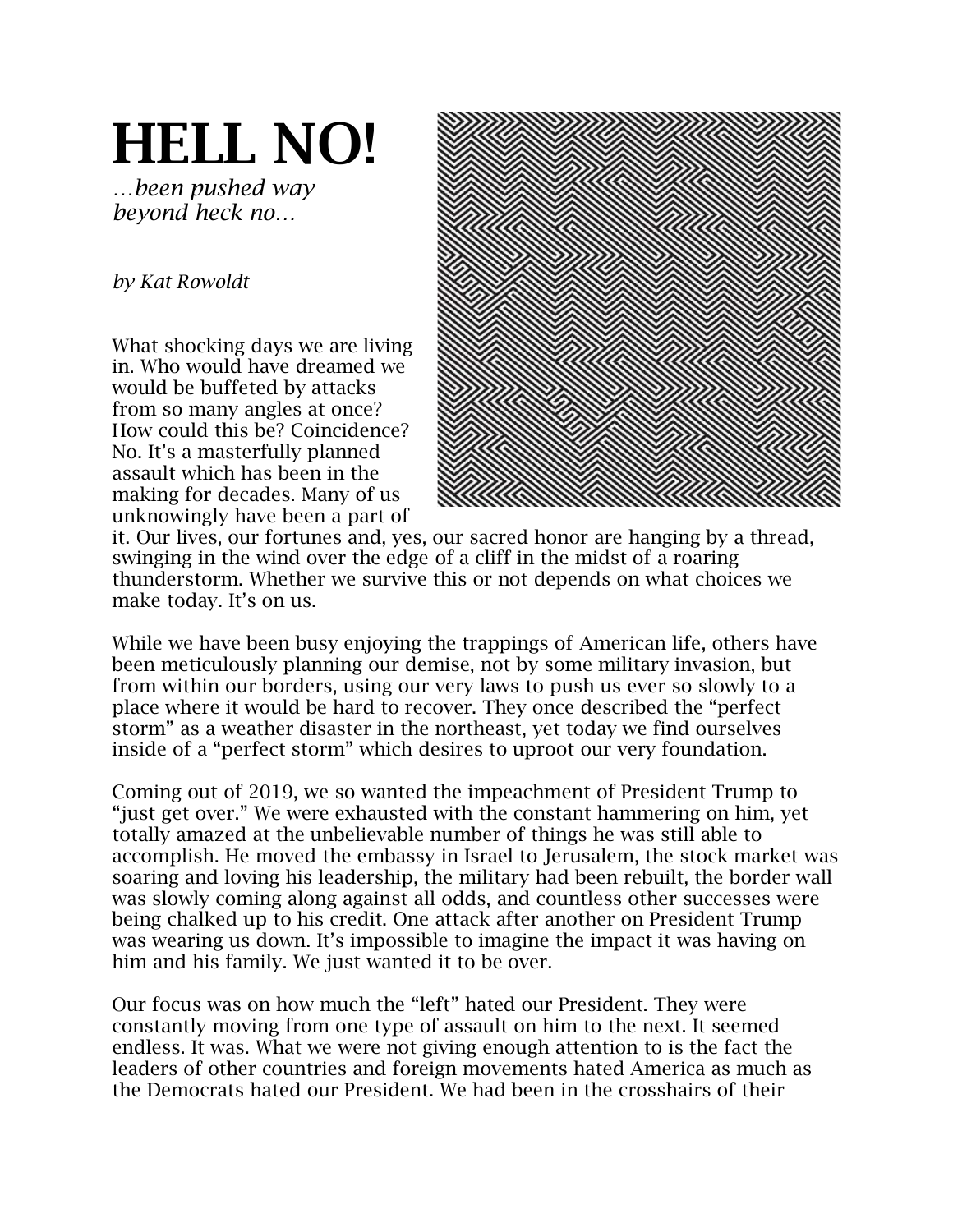# HELL NO!

*…been pushed way beyond heck no…*

*by Kat Rowoldt*

What shocking days we are living in. Who would have dreamed we would be buffeted by attacks from so many angles at once? How could this be? Coincidence? No. It's a masterfully planned assault which has been in the making for decades. Many of us unknowingly have been a part of it. Our lives, our fortunes and, yes, our sacred honor are hanging by a thread, swinging in the wind over the edge of a cliff in the midst of a roaring thunderstorm. Whether we survive this or not depends on what choices we make today. It's on us.

While we have been busy enjoying the trappings of American life, others have been meticulously planning our demise, not by some military invasion, but from within our borders, using our very laws to push us ever so slowly to a place where it would be hard to recover. They once described the "perfect storm" as a weather disaster in the northeast, yet today we find ourselves inside of a "perfect storm" which desires to uproot our very foundation.

Coming out of 2019, we so wanted the impeachment of President Trump to "just get over." We were exhausted with the constant hammering on him, yet totally amazed at the unbelievable number of things he was still able to accomplish. He moved the embassy in Israel to Jerusalem, the stock market was soaring and loving his leadership, the military had been rebuilt, the border wall was slowly coming along against all odds, and countless other successes were being chalked up to his credit. One attack after another on President Trump was wearing us down. It's impossible to imagine the impact it was having on him and his family. We just wanted it to be over.

Our focus was on how much the "left" hated our President. They were constantly moving from one type of assault on him to the next. It seemed endless. It was. What we were not giving enough attention to is the fact the leaders of other countries and foreign movements hated America as much as the Democrats hated our President. We had been in the crosshairs of their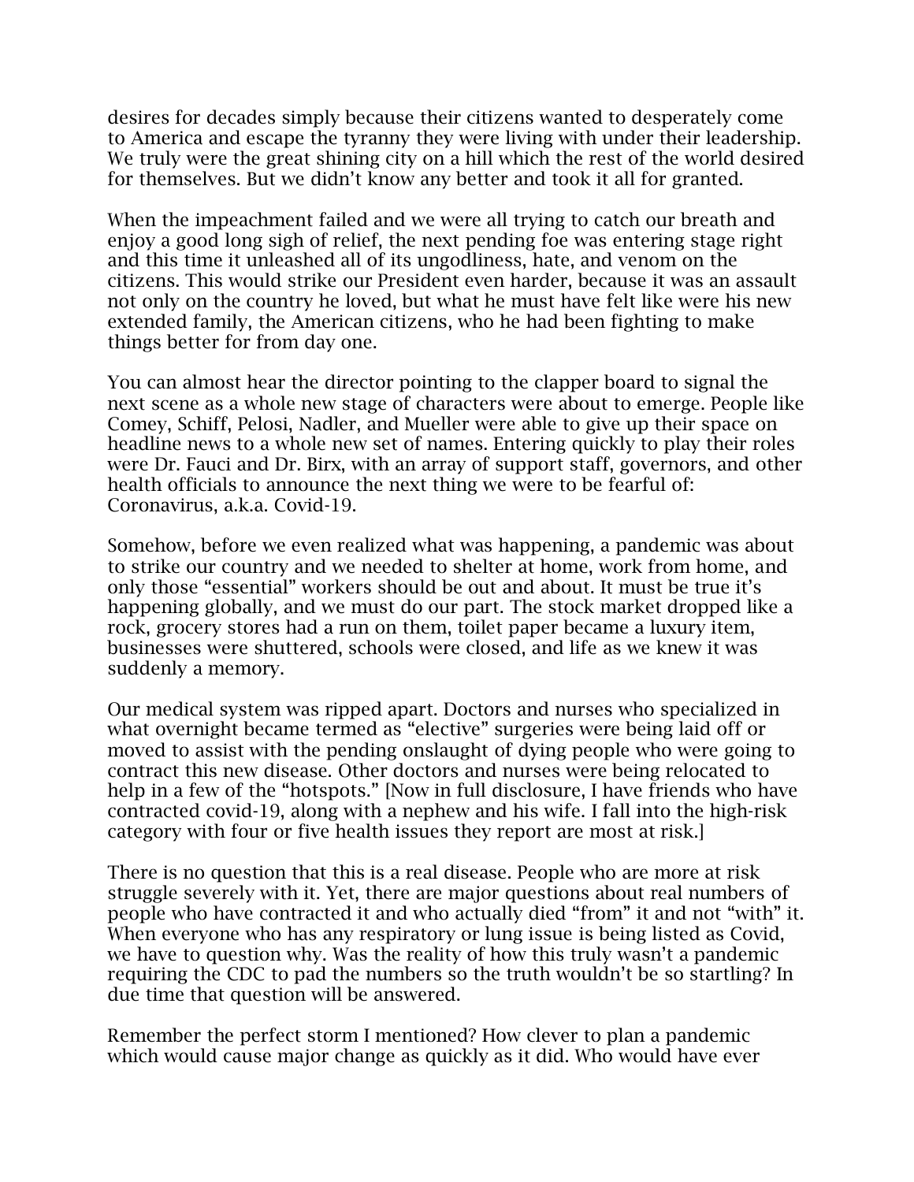desires for decades simply because their citizens wanted to desperately come to America and escape the tyranny they were living with under their leadership. We truly were the great shining city on a hill which the rest of the world desired for themselves. But we didn't know any better and took it all for granted.

When the impeachment failed and we were all trying to catch our breath and enjoy a good long sigh of relief, the next pending foe was entering stage right and this time it unleashed all of its ungodliness, hate, and venom on the citizens. This would strike our President even harder, because it was an assault not only on the country he loved, but what he must have felt like were his new extended family, the American citizens, who he had been fighting to make things better for from day one.

You can almost hear the director pointing to the clapper board to signal the next scene as a whole new stage of characters were about to emerge. People like Comey, Schiff, Pelosi, Nadler, and Mueller were able to give up their space on headline news to a whole new set of names. Entering quickly to play their roles were Dr. Fauci and Dr. Birx, with an array of support staff, governors, and other health officials to announce the next thing we were to be fearful of: Coronavirus, a.k.a. Covid-19.

Somehow, before we even realized what was happening, a pandemic was about to strike our country and we needed to shelter at home, work from home, and only those "essential" workers should be out and about. It must be true it's happening globally, and we must do our part. The stock market dropped like a rock, grocery stores had a run on them, toilet paper became a luxury item, businesses were shuttered, schools were closed, and life as we knew it was suddenly a memory.

Our medical system was ripped apart. Doctors and nurses who specialized in what overnight became termed as "elective" surgeries were being laid off or moved to assist with the pending onslaught of dying people who were going to contract this new disease. Other doctors and nurses were being relocated to help in a few of the "hotspots." [Now in full disclosure, I have friends who have contracted covid-19, along with a nephew and his wife. I fall into the high-risk category with four or five health issues they report are most at risk.]

There is no question that this is a real disease. People who are more at risk struggle severely with it. Yet, there are major questions about real numbers of people who have contracted it and who actually died "from" it and not "with" it. When everyone who has any respiratory or lung issue is being listed as Covid, we have to question why. Was the reality of how this truly wasn't a pandemic requiring the CDC to pad the numbers so the truth wouldn't be so startling? In due time that question will be answered.

Remember the perfect storm I mentioned? How clever to plan a pandemic which would cause major change as quickly as it did. Who would have ever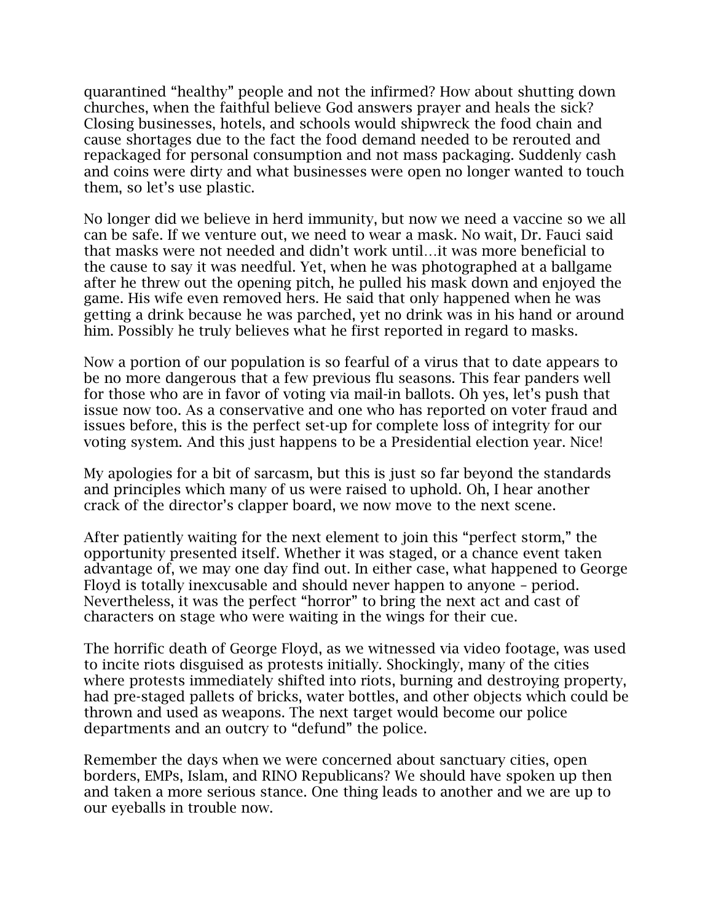quarantined “healthy” people and not the infirmed? How about shutting down churches, when the faithful believe God answers prayer and heals the sick? Closing businesses, hotels, and schools would shipwreck the food chain and cause shortages due to the fact the food demand needed to be rerouted and repackaged for personal consumption and not mass packaging. Suddenly cash and coins were dirty and what businesses were open no longer wanted to touch them, so let’s use plastic.

No longer did we believe in herd immunity, but now we need a vaccine so we all can be safe. If we venture out, we need to wear a mask. No wait, Dr. Fauci said that masks were not needed and didn’t work until…it was more beneficial to the cause to say it was needful. Yet, when he was photographed at a ballgame after he threw out the opening pitch, he pulled his mask down and enjoyed the game. His wife even removed hers. He said that only happened when he was getting a drink because he was parched, yet no drink was in his hand or around him. Possibly he truly believes what he first reported in regard to masks.

Now a portion of our population is so fearful of a virus that to date appears to be no more dangerous that a few previous flu seasons. This fear panders well for those who are in favor of voting via mail-in ballots. Oh yes, let’s push that issue now too. As a conservative and one who has reported on voter fraud and issues before, this is the perfect set-up for complete loss of integrity for our voting system. And this just happens to be a Presidential election year. Nice!

My apologies for a bit of sarcasm, but this is just so far beyond the standards and principles which many of us were raised to uphold. Oh, I hear another crack of the director’s clapper board, we now move to the next scene.

After patiently waiting for the next element to join this “perfect storm,” the opportunity presented itself. Whether it was staged, or a chance event taken advantage of, we may one day find out. In either case, what happened to George Floyd is totally inexcusable and should never happen to anyone – period. Nevertheless, it was the perfect “horror” to bring the next act and cast of characters on stage who were waiting in the wings for their cue.

The horrific death of George Floyd, as we witnessed via video footage, was used to incite riots disguised as protests initially. Shockingly, many of the cities where protests immediately shifted into riots, burning and destroying property, had pre-staged pallets of bricks, water bottles, and other objects which could be thrown and used as weapons. The next target would become our police departments and an outcry to “defund” the police.

Remember the days when we were concerned about sanctuary cities, open borders, EMPs, Islam, and RINO Republicans? We should have spoken up then and taken a more serious stance. One thing leads to another and we are up to our eyeballs in trouble now.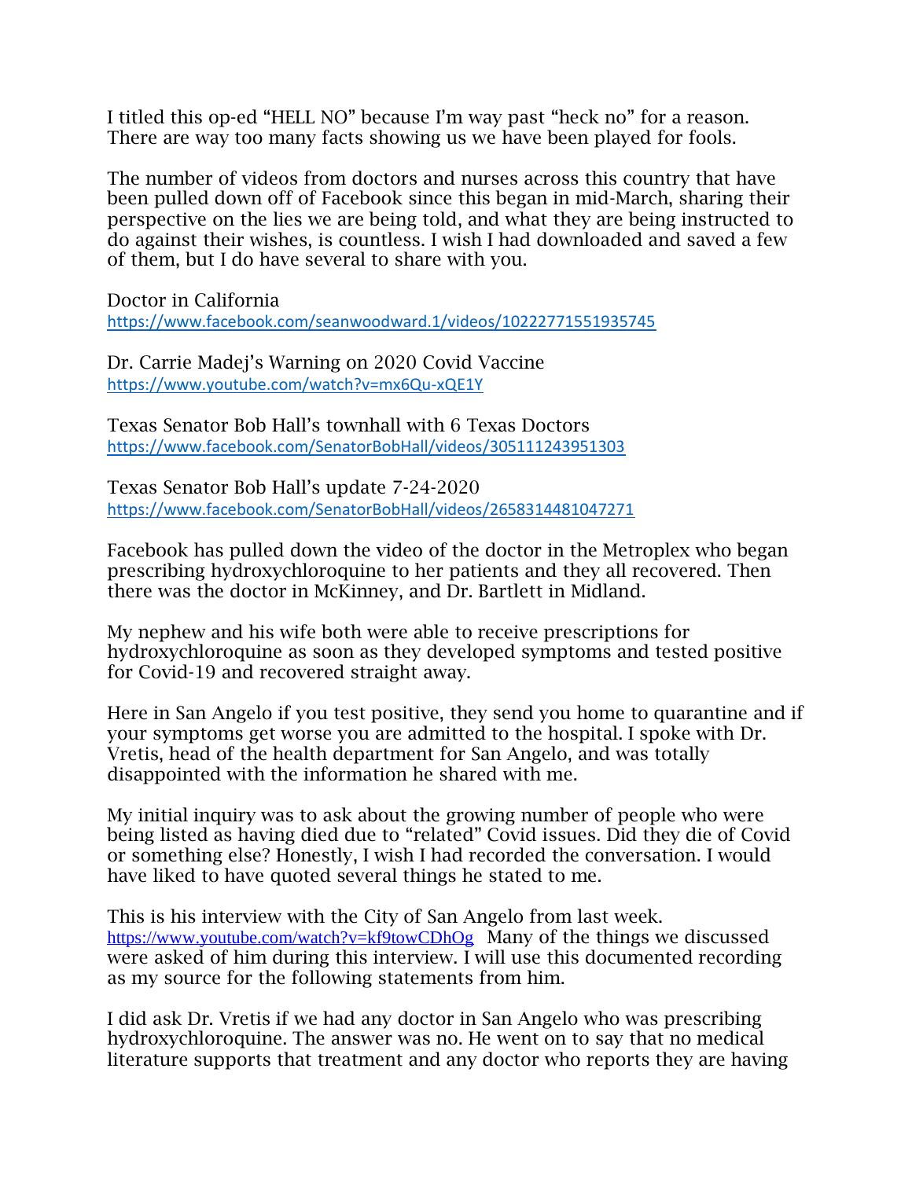I titled this op-ed "HELL NO" because I'm way past "heck no" for a reason. There are way too many facts showing us we have been played for fools.

The number of videos from doctors and nurses across this country that have been pulled down off of Facebook since this began in mid-March, sharing their perspective on the lies we are being told, and what they are being instructed to do against their wishes, is countless. I wish I had downloaded and saved a few of them, but I do have several to share with you.

Doctor in California
https://www.facebook.com/seanwoodward.1/videos/10222771551935745

Dr. Carrie Madej's Warning on 2020 Covid Vaccine
https://www.youtube.com/watch?v=mx6Qu-xQE1Y

Texas Senator Bob Hall's townhall with 6 Texas Doctors
https://www.facebook.com/SenatorBobHall/videos/305111243951303

Texas Senator Bob Hall's update 7-24-2020
https://www.facebook.com/SenatorBobHall/videos/2658314481047271

Facebook has pulled down the video of the doctor in the Metroplex who began prescribing hydroxychloroquine to her patients and they all recovered. Then there was the doctor in McKinney, and Dr. Bartlett in Midland.

My nephew and his wife both were able to receive prescriptions for hydroxychloroquine as soon as they developed symptoms and tested positive for Covid-19 and recovered straight away.

Here in San Angelo if you test positive, they send you home to quarantine and if your symptoms get worse you are admitted to the hospital. I spoke with Dr. Vretis, head of the health department for San Angelo, and was totally disappointed with the information he shared with me.

My initial inquiry was to ask about the growing number of people who were being listed as having died due to "related" Covid issues. Did they die of Covid or something else? Honestly, I wish I had recorded the conversation. I would have liked to have quoted several things he stated to me.

This is his interview with the City of San Angelo from last week. https://www.youtube.com/watch?v=kf9towCDhOg Many of the things we discussed were asked of him during this interview. I will use this documented recording as my source for the following statements from him.

I did ask Dr. Vretis if we had any doctor in San Angelo who was prescribing hydroxychloroquine. The answer was no. He went on to say that no medical literature supports that treatment and any doctor who reports they are having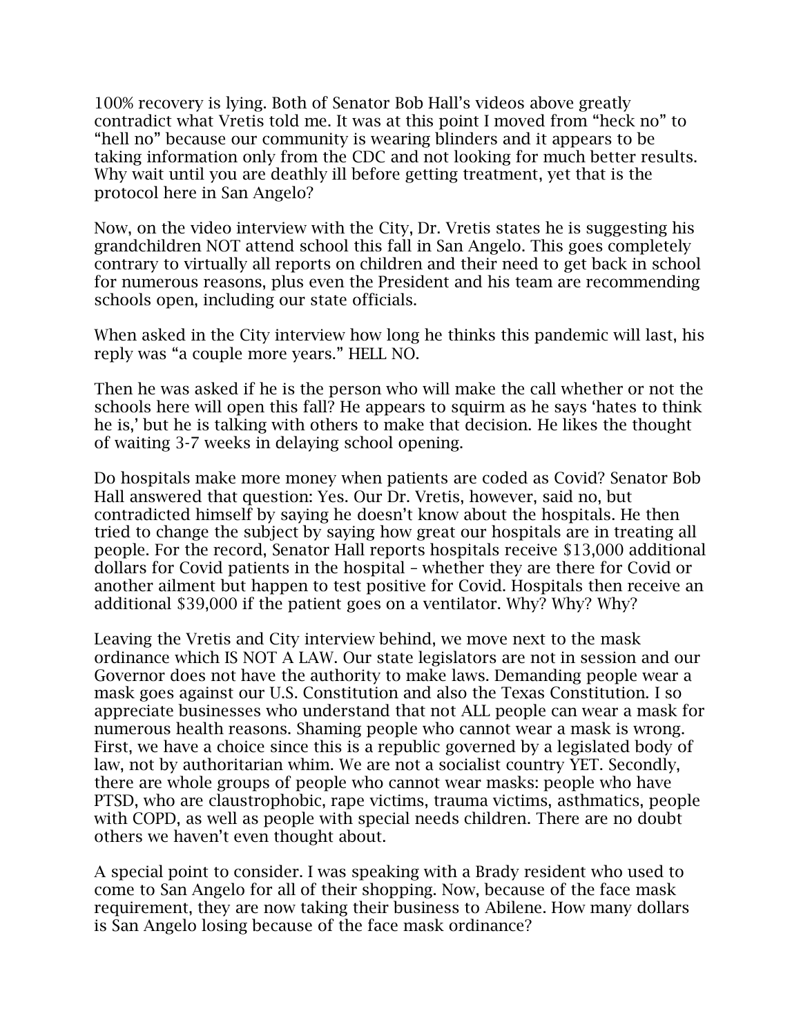100% recovery is lying. Both of Senator Bob Hall's videos above greatly contradict what Vretis told me. It was at this point I moved from "heck no" to "hell no" because our community is wearing blinders and it appears to be taking information only from the CDC and not looking for much better results. Why wait until you are deathly ill before getting treatment, yet that is the protocol here in San Angelo?

Now, on the video interview with the City, Dr. Vretis states he is suggesting his grandchildren NOT attend school this fall in San Angelo. This goes completely contrary to virtually all reports on children and their need to get back in school for numerous reasons, plus even the President and his team are recommending schools open, including our state officials.

When asked in the City interview how long he thinks this pandemic will last, his reply was "a couple more years." HELL NO.

Then he was asked if he is the person who will make the call whether or not the schools here will open this fall? He appears to squirm as he says 'hates to think he is,' but he is talking with others to make that decision. He likes the thought of waiting 3-7 weeks in delaying school opening.

Do hospitals make more money when patients are coded as Covid? Senator Bob Hall answered that question: Yes. Our Dr. Vretis, however, said no, but contradicted himself by saying he doesn't know about the hospitals. He then tried to change the subject by saying how great our hospitals are in treating all people. For the record, Senator Hall reports hospitals receive $13,000 additional dollars for Covid patients in the hospital – whether they are there for Covid or another ailment but happen to test positive for Covid. Hospitals then receive an additional $39,000 if the patient goes on a ventilator. Why? Why? Why?

Leaving the Vretis and City interview behind, we move next to the mask ordinance which IS NOT A LAW. Our state legislators are not in session and our Governor does not have the authority to make laws. Demanding people wear a mask goes against our U.S. Constitution and also the Texas Constitution. I so appreciate businesses who understand that not ALL people can wear a mask for numerous health reasons. Shaming people who cannot wear a mask is wrong. First, we have a choice since this is a republic governed by a legislated body of law, not by authoritarian whim. We are not a socialist country YET. Secondly, there are whole groups of people who cannot wear masks: people who have PTSD, who are claustrophobic, rape victims, trauma victims, asthmatics, people with COPD, as well as people with special needs children. There are no doubt others we haven't even thought about.

A special point to consider. I was speaking with a Brady resident who used to come to San Angelo for all of their shopping. Now, because of the face mask requirement, they are now taking their business to Abilene. How many dollars is San Angelo losing because of the face mask ordinance?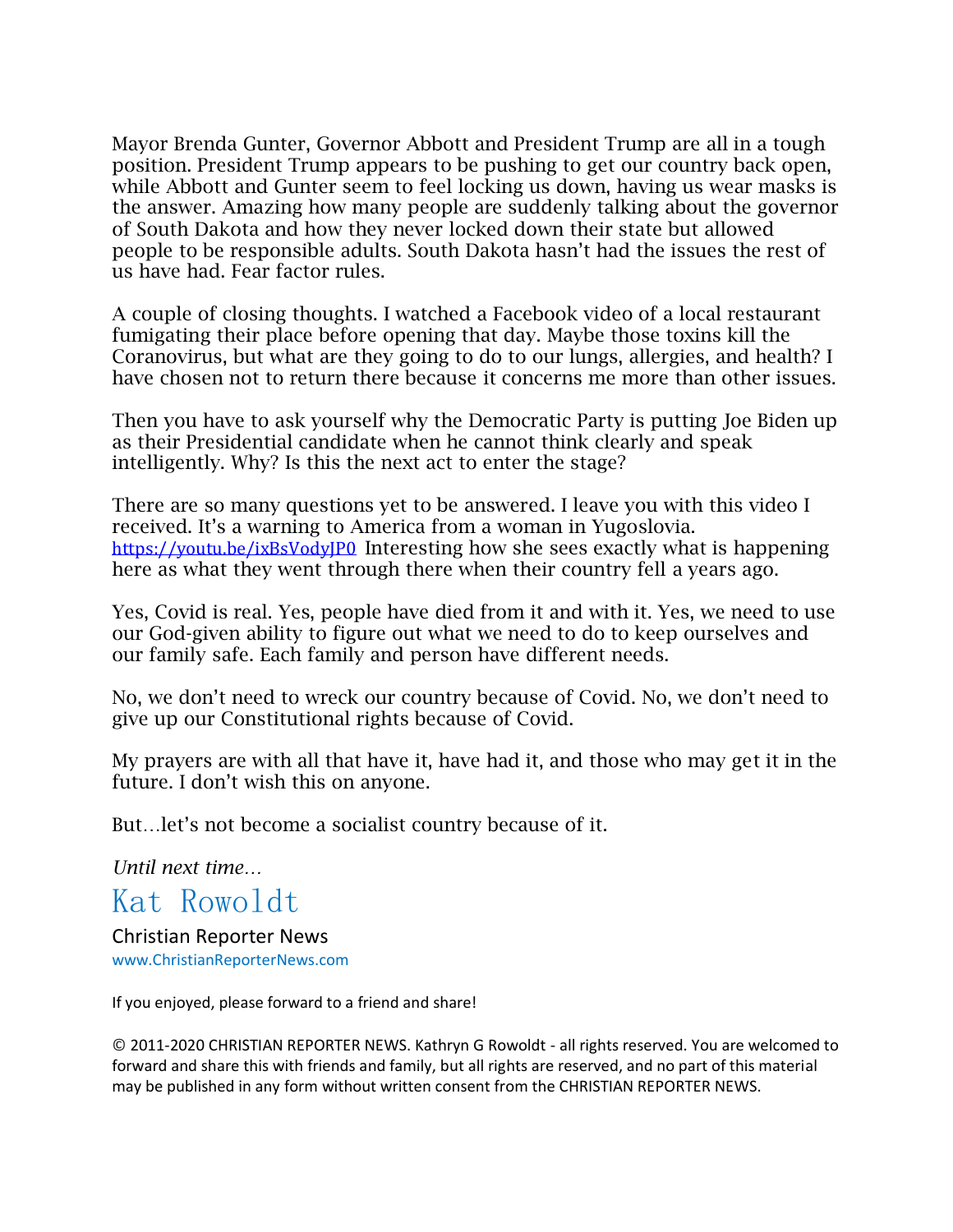Mayor Brenda Gunter, Governor Abbott and President Trump are all in a tough position. President Trump appears to be pushing to get our country back open, while Abbott and Gunter seem to feel locking us down, having us wear masks is the answer. Amazing how many people are suddenly talking about the governor of South Dakota and how they never locked down their state but allowed people to be responsible adults. South Dakota hasn't had the issues the rest of us have had. Fear factor rules.

A couple of closing thoughts. I watched a Facebook video of a local restaurant fumigating their place before opening that day. Maybe those toxins kill the Coranovirus, but what are they going to do to our lungs, allergies, and health? I have chosen not to return there because it concerns me more than other issues.

Then you have to ask yourself why the Democratic Party is putting Joe Biden up as their Presidential candidate when he cannot think clearly and speak intelligently. Why? Is this the next act to enter the stage?

There are so many questions yet to be answered. I leave you with this video I received. It's a warning to America from a woman in Yugoslovia. https://youtu.be/ixBsVodyJP0 Interesting how she sees exactly what is happening here as what they went through there when their country fell a years ago.

Yes, Covid is real. Yes, people have died from it and with it. Yes, we need to use our God-given ability to figure out what we need to do to keep ourselves and our family safe. Each family and person have different needs.

No, we don't need to wreck our country because of Covid. No, we don't need to give up our Constitutional rights because of Covid.

My prayers are with all that have it, have had it, and those who may get it in the future. I don't wish this on anyone.

But…let's not become a socialist country because of it.

*Until next time…*

Kat Rowoldt

Christian Reporter News
www.ChristianReporterNews.com

If you enjoyed, please forward to a friend and share!

© 2011-2020 CHRISTIAN REPORTER NEWS. Kathryn G Rowoldt - all rights reserved. You are welcomed to forward and share this with friends and family, but all rights are reserved, and no part of this material may be published in any form without written consent from the CHRISTIAN REPORTER NEWS.